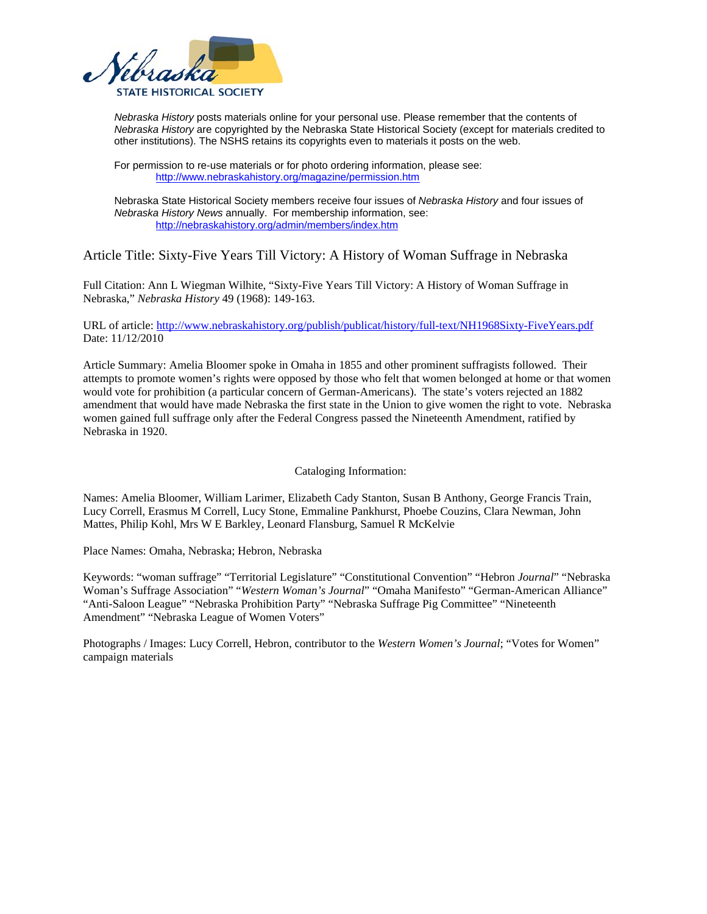Nebraska State Historical Society

*Nebraska History* posts materials online for your personal use. Please remember that the contents of *Nebraska History* are copyrighted by the Nebraska State Historical Society (except for materials credited to other institutions). The NSHS retains its copyrights even to materials it posts on the web.

For permission to re-use materials or for photo ordering information, please see:
http://www.nebraskahistory.org/magazine/permission.htm

Nebraska State Historical Society members receive four issues of *Nebraska History* and four issues of *Nebraska History News* annually. For membership information, see:
http://nebraskahistory.org/admin/members/index.htm

Article Title: Sixty-Five Years Till Victory: A History of Woman Suffrage in Nebraska

Full Citation: Ann L Wiegman Wilhite, "Sixty-Five Years Till Victory: A History of Woman Suffrage in Nebraska," *Nebraska History* 49 (1968): 149-163.

URL of article: http://www.nebraskahistory.org/publish/publicat/history/full-text/NH1968Sixty-FiveYears.pdf
Date: 11/12/2010

Article Summary: Amelia Bloomer spoke in Omaha in 1855 and other prominent suffragists followed. Their attempts to promote women's rights were opposed by those who felt that women belonged at home or that women would vote for prohibition (a particular concern of German-Americans). The state's voters rejected an 1882 amendment that would have made Nebraska the first state in the Union to give women the right to vote. Nebraska women gained full suffrage only after the Federal Congress passed the Nineteenth Amendment, ratified by Nebraska in 1920.

Cataloging Information:

Names: Amelia Bloomer, William Larimer, Elizabeth Cady Stanton, Susan B Anthony, George Francis Train, Lucy Correll, Erasmus M Correll, Lucy Stone, Emmaline Pankhurst, Phoebe Couzins, Clara Newman, John Mattes, Philip Kohl, Mrs W E Barkley, Leonard Flansburg, Samuel R McKelvie

Place Names: Omaha, Nebraska; Hebron, Nebraska

Keywords: "woman suffrage" "Territorial Legislature" "Constitutional Convention" "Hebron *Journal*" "Nebraska Woman's Suffrage Association" "*Western Woman's Journal*" "Omaha Manifesto" "German-American Alliance" "Anti-Saloon League" "Nebraska Prohibition Party" "Nebraska Suffrage Pig Committee" "Nineteenth Amendment" "Nebraska League of Women Voters"

Photographs / Images: Lucy Correll, Hebron, contributor to the *Western Women's Journal*; "Votes for Women" campaign materials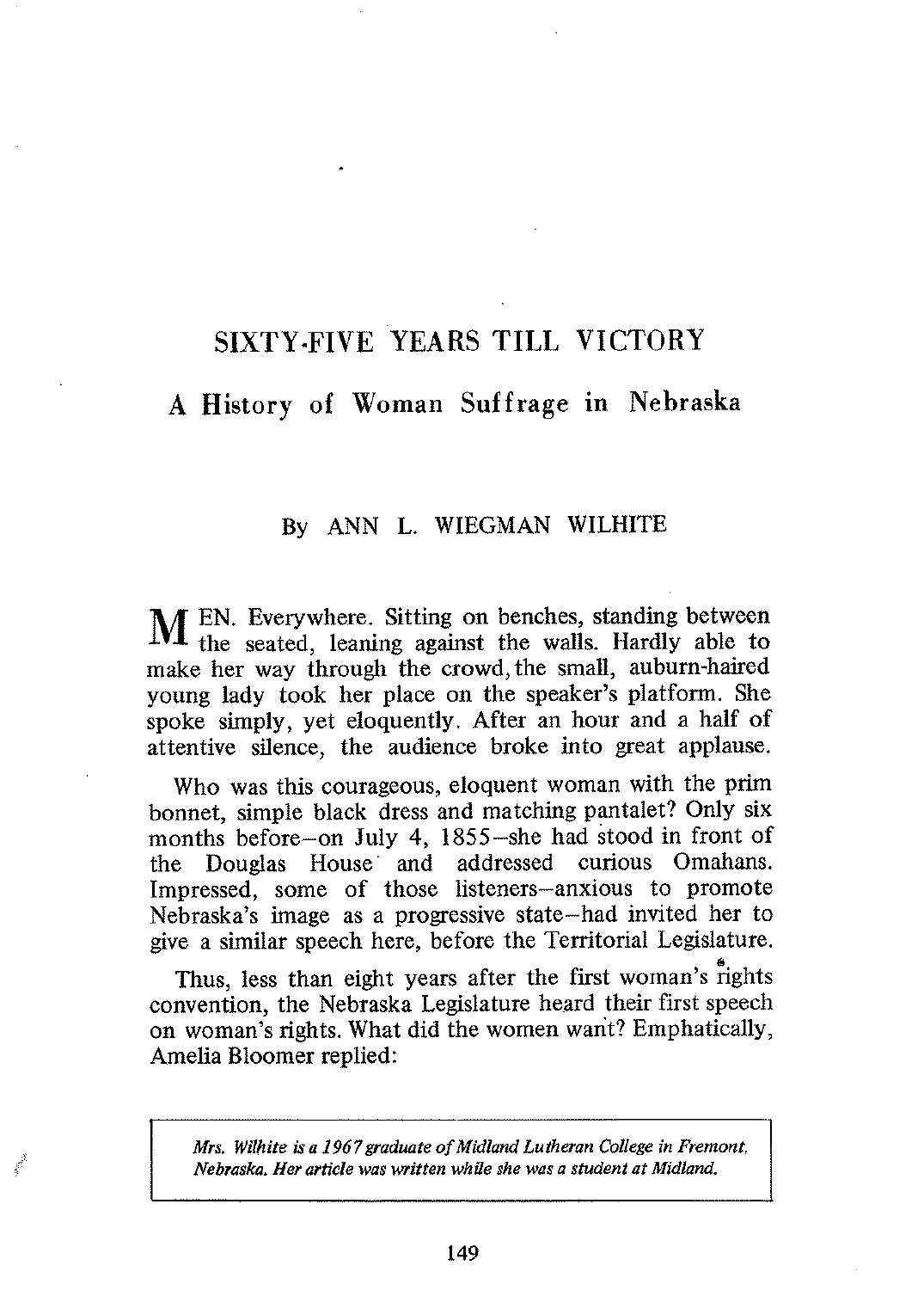# SIXTY-FIVE YEARS TILL VICTORY

## A History of Woman Suffrage in Nebraska

By ANN L. WIEGMAN WILHITE

MEN. Everywhere. Sitting on benches, standing between the seated, leaning against the walls. Hardly able to make her way through the crowd, the small, auburn-haired young lady took her place on the speaker's platform. She spoke simply, yet eloquently. After an hour and a half of attentive silence, the audience broke into great applause.

Who was this courageous, eloquent woman with the prim bonnet, simple black dress and matching pantalet? Only six months before—on July 4, 1855—she had stood in front of the Douglas House and addressed curious Omahans. Impressed, some of those listeners—anxious to promote Nebraska's image as a progressive state—had invited her to give a similar speech here, before the Territorial Legislature.

Thus, less than eight years after the first woman's rights convention, the Nebraska Legislature heard their first speech on woman's rights. What did the women want? Emphatically, Amelia Bloomer replied:

*Mrs. Wilhite is a 1967 graduate of Midland Lutheran College in Fremont, Nebraska. Her article was written while she was a student at Midland.*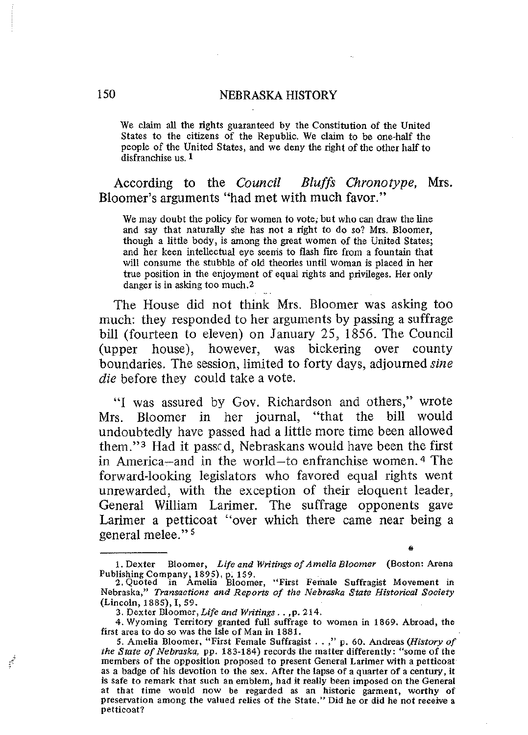> We claim all the rights guaranteed by the Constitution of the United States to the citizens of the Republic. We claim to be one-half the people of the United States, and we deny the right of the other half to disfranchise us.[1]

According to the *Council Bluffs Chronotype,* Mrs. Bloomer's arguments "had met with much favor."

> We may doubt the policy for women to vote; but who can draw the line and say that naturally she has not a right to do so? Mrs. Bloomer, though a little body, is among the great women of the United States; and her keen intellectual eye seems to flash fire from a fountain that will consume the stubble of old theories until woman is placed in her true position in the enjoyment of equal rights and privileges. Her only danger is in asking too much.[2]

The House did not think Mrs. Bloomer was asking too much: they responded to her arguments by passing a suffrage bill (fourteen to eleven) on January 25, 1856. The Council (upper house), however, was bickering over county boundaries. The session, limited to forty days, adjourned *sine die* before they could take a vote.

"I was assured by Gov. Richardson and others," wrote Mrs. Bloomer in her journal, "that the bill would undoubtedly have passed had a little more time been allowed them."[3] Had it passed, Nebraskans would have been the first in America—and in the world—to enfranchise women.[4] The forward-looking legislators who favored equal rights went unrewarded, with the exception of their eloquent leader, General William Larimer. The suffrage opponents gave Larimer a petticoat "over which there came near being a general melee."[5]

---

1. Dexter Bloomer, *Life and Writings of Amelia Bloomer* (Boston: Arena Publishing Company, 1895), p. 159.
2. Quoted in Amelia Bloomer, "First Female Suffragist Movement in Nebraska," *Transactions and Reports of the Nebraska State Historical Society* (Lincoln, 1885), I, 59.
3. Dexter Bloomer, *Life and Writings . . ,*p. 214.
4. Wyoming Territory granted full suffrage to women in 1869. Abroad, the first area to do so was the Isle of Man in 1881.
5. Amelia Bloomer, "First Female Suffragist . . ," p. 60. Andreas (*History of the State of Nebraska,* pp. 183-184) records the matter differently: "some of the members of the opposition proposed to present General Larimer with a petticoat as a badge of his devotion to the sex. After the lapse of a quarter of a century, it is safe to remark that such an emblem, had it really been imposed on the General at that time would now be regarded as an historic garment, worthy of preservation among the valued relics of the State." Did he or did he not receive a petticoat?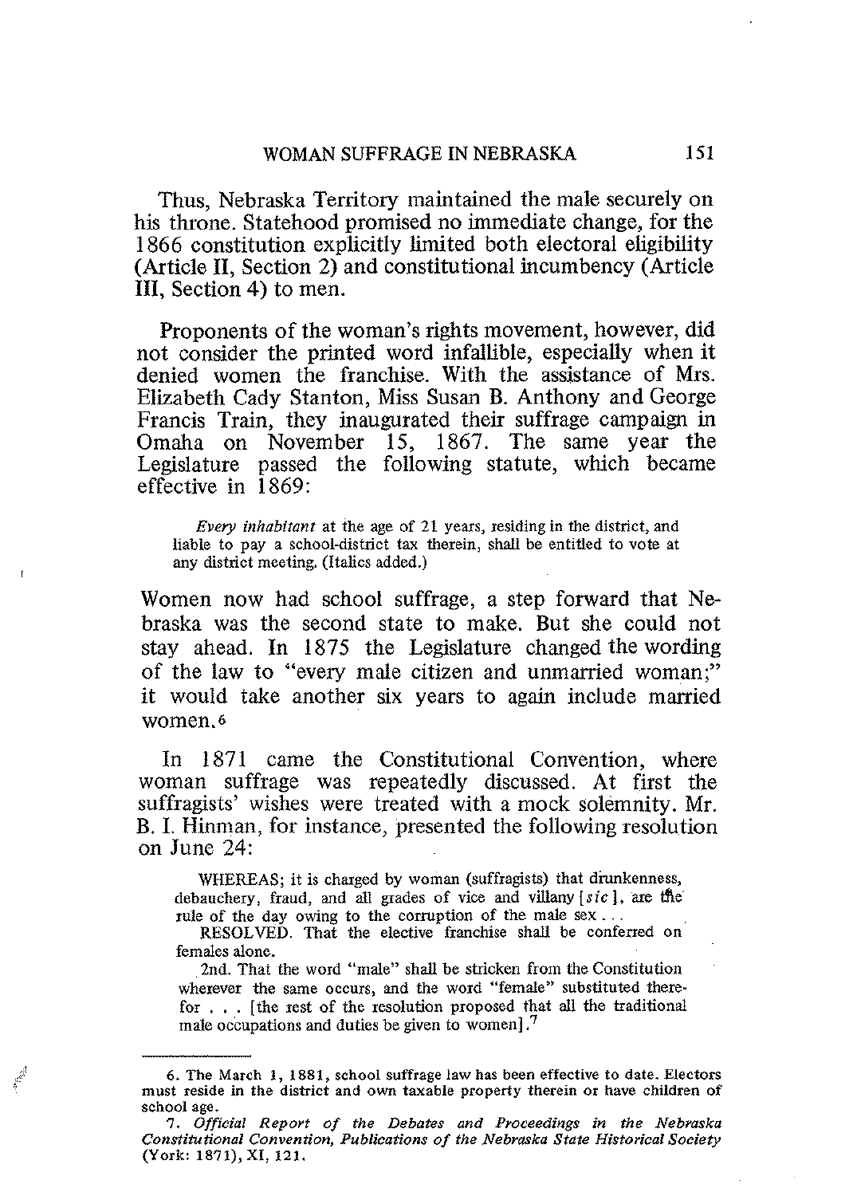Thus, Nebraska Territory maintained the male securely on his throne. Statehood promised no immediate change, for the 1866 constitution explicitly limited both electoral eligibility (Article II, Section 2) and constitutional incumbency (Article III, Section 4) to men.

Proponents of the woman's rights movement, however, did not consider the printed word infallible, especially when it denied women the franchise. With the assistance of Mrs. Elizabeth Cady Stanton, Miss Susan B. Anthony and George Francis Train, they inaugurated their suffrage campaign in Omaha on November 15, 1867. The same year the Legislature passed the following statute, which became effective in 1869:

> *Every inhabitant* at the age of 21 years, residing in the district, and liable to pay a school-district tax therein, shall be entitled to vote at any district meeting. (Italics added.)

Women now had school suffrage, a step forward that Nebraska was the second state to make. But she could not stay ahead. In 1875 the Legislature changed the wording of the law to "every male citizen and unmarried woman;" it would take another six years to again include married women.[6]

In 1871 came the Constitutional Convention, where woman suffrage was repeatedly discussed. At first the suffragists' wishes were treated with a mock solemnity. Mr. B. I. Hinman, for instance, presented the following resolution on June 24:

> WHEREAS; it is charged by woman (suffragists) that drunkenness, debauchery, fraud, and all grades of vice and villany [*sic*], are the rule of the day owing to the corruption of the male sex . . .
>
> RESOLVED. That the elective franchise shall be conferred on females alone.
>
> 2nd. That the word "male" shall be stricken from the Constitution wherever the same occurs, and the word "female" substituted therefor . . . [the rest of the resolution proposed that all the traditional male occupations and duties be given to women].[7]

---

6. The March 1, 1881, school suffrage law has been effective to date. Electors must reside in the district and own taxable property therein or have children of school age.

7. *Official Report of the Debates and Proceedings in the Nebraska Constitutional Convention, Publications of the Nebraska State Historical Society* (York: 1871), XI, 121.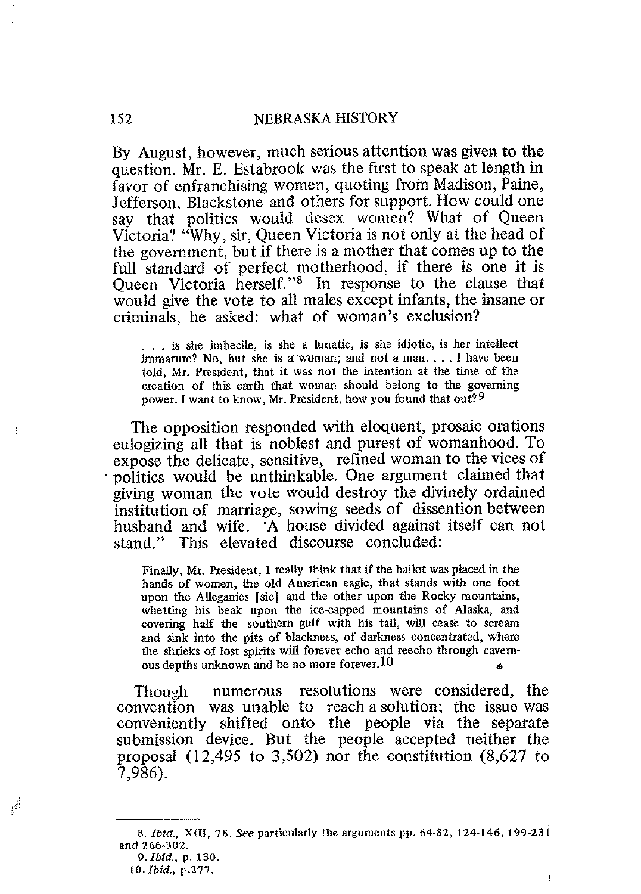By August, however, much serious attention was given to the question. Mr. E. Estabrook was the first to speak at length in favor of enfranchising women, quoting from Madison, Paine, Jefferson, Blackstone and others for support. How could one say that politics would desex women? What of Queen Victoria? "Why, sir, Queen Victoria is not only at the head of the government, but if there is a mother that comes up to the full standard of perfect motherhood, if there is one it is Queen Victoria herself."[8] In response to the clause that would give the vote to all males except infants, the insane or criminals, he asked: what of woman's exclusion?

> . . . is she imbecile, is she a lunatic, is she idiotic, is her intellect immature? No, but she is a woman; and not a man. . . . I have been told, Mr. President, that it was not the intention at the time of the creation of this earth that woman should belong to the governing power. I want to know, Mr. President, how you found that out?[9]

The opposition responded with eloquent, prosaic orations eulogizing all that is noblest and purest of womanhood. To expose the delicate, sensitive, refined woman to the vices of politics would be unthinkable. One argument claimed that giving woman the vote would destroy the divinely ordained institution of marriage, sowing seeds of dissention between husband and wife. 'A house divided against itself can not stand." This elevated discourse concluded:

> Finally, Mr. President, I really think that if the ballot was placed in the hands of women, the old American eagle, that stands with one foot upon the Alleganies [sic] and the other upon the Rocky mountains, whetting his beak upon the ice-capped mountains of Alaska, and covering half the southern gulf with his tail, will cease to scream and sink into the pits of blackness, of darkness concentrated, where the shrieks of lost spirits will forever echo and reecho through cavernous depths unknown and be no more forever.[10]

Though numerous resolutions were considered, the convention was unable to reach a solution; the issue was conveniently shifted onto the people via the separate submission device. But the people accepted neither the proposal (12,495 to 3,502) nor the constitution (8,627 to 7,986).

---

8. *Ibid.*, XIII, 78. *See* particularly the arguments pp. 64-82, 124-146, 199-231 and 266-302.

9. *Ibid.*, p. 130.

10. *Ibid.*, p.277.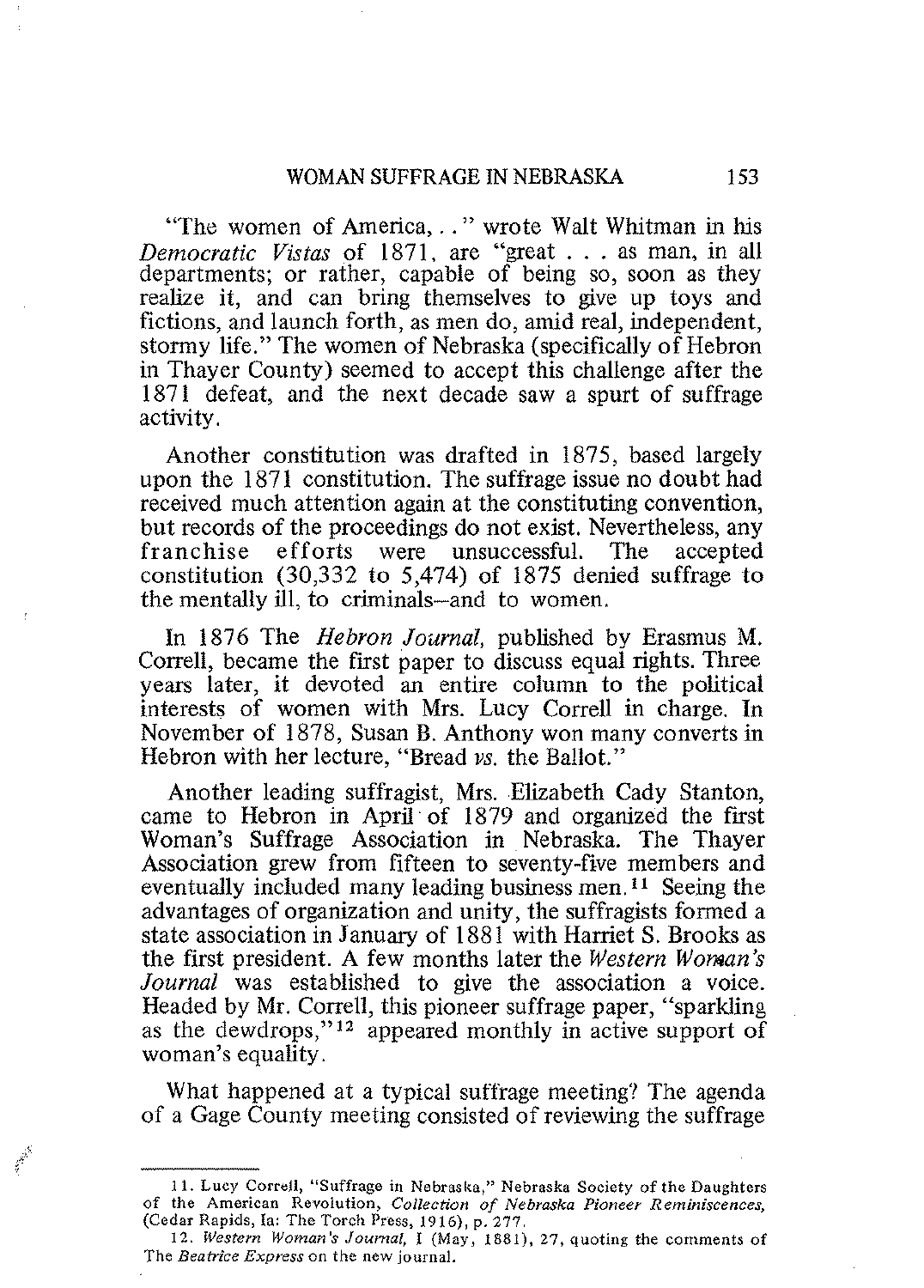"The women of America, . ." wrote Walt Whitman in his *Democratic Vistas* of 1871, are "great . . . as man, in all departments; or rather, capable of being so, soon as they realize it, and can bring themselves to give up toys and fictions, and launch forth, as men do, amid real, independent, stormy life." The women of Nebraska (specifically of Hebron in Thayer County) seemed to accept this challenge after the 1871 defeat, and the next decade saw a spurt of suffrage activity.

Another constitution was drafted in 1875, based largely upon the 1871 constitution. The suffrage issue no doubt had received much attention again at the constituting convention, but records of the proceedings do not exist. Nevertheless, any franchise efforts were unsuccessful. The accepted constitution (30,332 to 5,474) of 1875 denied suffrage to the mentally ill, to criminals—and to women.

In 1876 The *Hebron Journal*, published by Erasmus M. Correll, became the first paper to discuss equal rights. Three years later, it devoted an entire column to the political interests of women with Mrs. Lucy Correll in charge. In November of 1878, Susan B. Anthony won many converts in Hebron with her lecture, "Bread *vs.* the Ballot."

Another leading suffragist, Mrs. Elizabeth Cady Stanton, came to Hebron in April of 1879 and organized the first Woman's Suffrage Association in Nebraska. The Thayer Association grew from fifteen to seventy-five members and eventually included many leading business men.[11] Seeing the advantages of organization and unity, the suffragists formed a state association in January of 1881 with Harriet S. Brooks as the first president. A few months later the *Western Woman's Journal* was established to give the association a voice. Headed by Mr. Correll, this pioneer suffrage paper, "sparkling as the dewdrops,"[12] appeared monthly in active support of woman's equality.

What happened at a typical suffrage meeting? The agenda of a Gage County meeting consisted of reviewing the suffrage

11. Lucy Correll, "Suffrage in Nebraska," Nebraska Society of the Daughters of the American Revolution, *Collection of Nebraska Pioneer Reminiscences*, (Cedar Rapids, Ia: The Torch Press, 1916), p. 277.

12. *Western Woman's Journal*, I (May, 1881), 27, quoting the comments of The *Beatrice Express* on the new journal.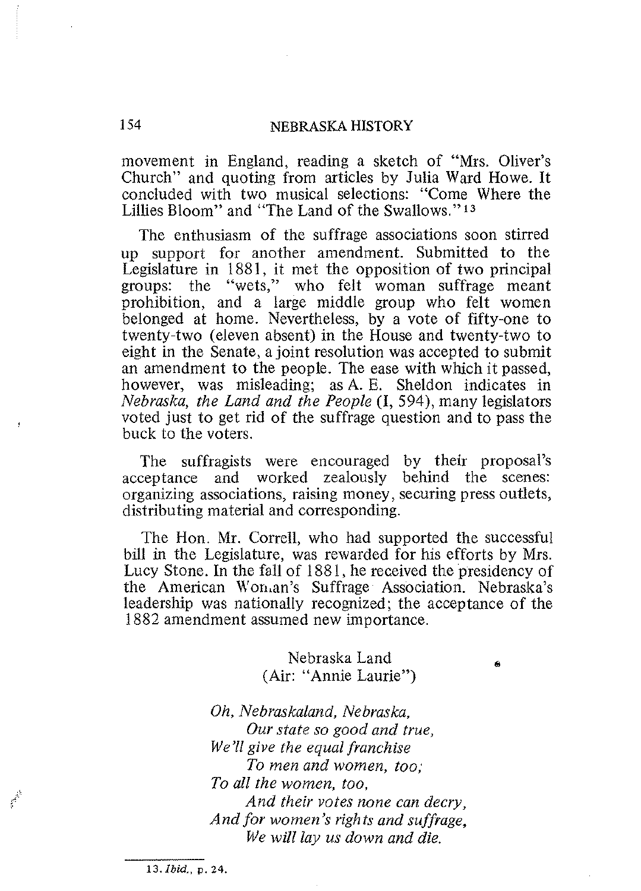movement in England, reading a sketch of "Mrs. Oliver's Church" and quoting from articles by Julia Ward Howe. It concluded with two musical selections: "Come Where the Lillies Bloom" and "The Land of the Swallows."[13]

The enthusiasm of the suffrage associations soon stirred up support for another amendment. Submitted to the Legislature in 1881, it met the opposition of two principal groups: the "wets," who felt woman suffrage meant prohibition, and a large middle group who felt women belonged at home. Nevertheless, by a vote of fifty-one to twenty-two (eleven absent) in the House and twenty-two to eight in the Senate, a joint resolution was accepted to submit an amendment to the people. The ease with which it passed, however, was misleading; as A. E. Sheldon indicates in *Nebraska, the Land and the People* (I, 594), many legislators voted just to get rid of the suffrage question and to pass the buck to the voters.

The suffragists were encouraged by their proposal's acceptance and worked zealously behind the scenes: organizing associations, raising money, securing press outlets, distributing material and corresponding.

The Hon. Mr. Correll, who had supported the successful bill in the Legislature, was rewarded for his efforts by Mrs. Lucy Stone. In the fall of 1881, he received the presidency of the American Woman's Suffrage Association. Nebraska's leadership was nationally recognized; the acceptance of the 1882 amendment assumed new importance.

Nebraska Land
(Air: "Annie Laurie")

*Oh, Nebraskaland, Nebraska,*
*Our state so good and true,*
*We'll give the equal franchise*
*To men and women, too;*
*To all the women, too,*
*And their votes none can decry,*
*And for women's rights and suffrage,*
*We will lay us down and die.*

13. *Ibid.*, p. 24.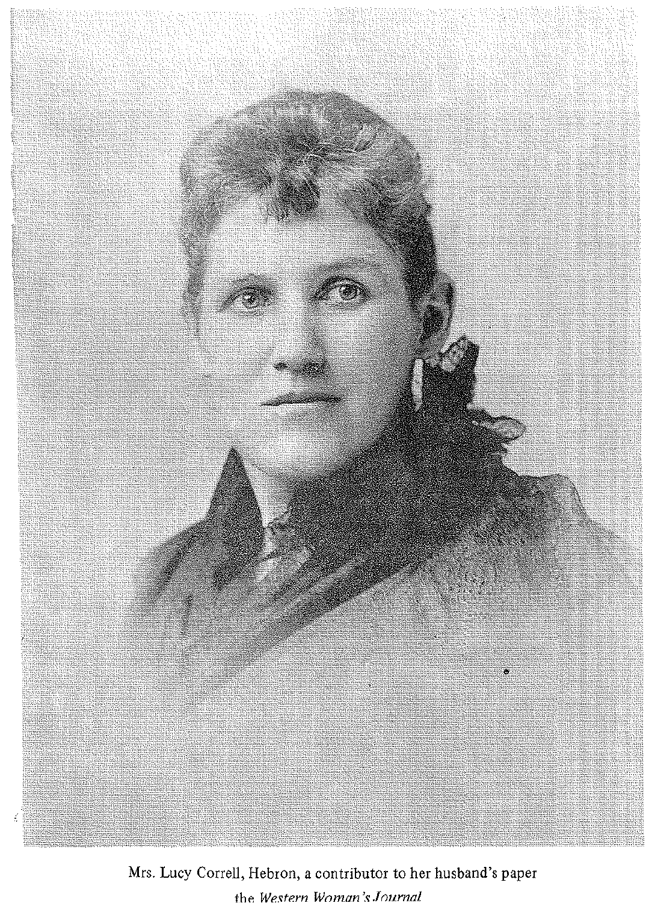Mrs. Lucy Correll, Hebron, a contributor to her husband's paper the *Western Woman's Journal*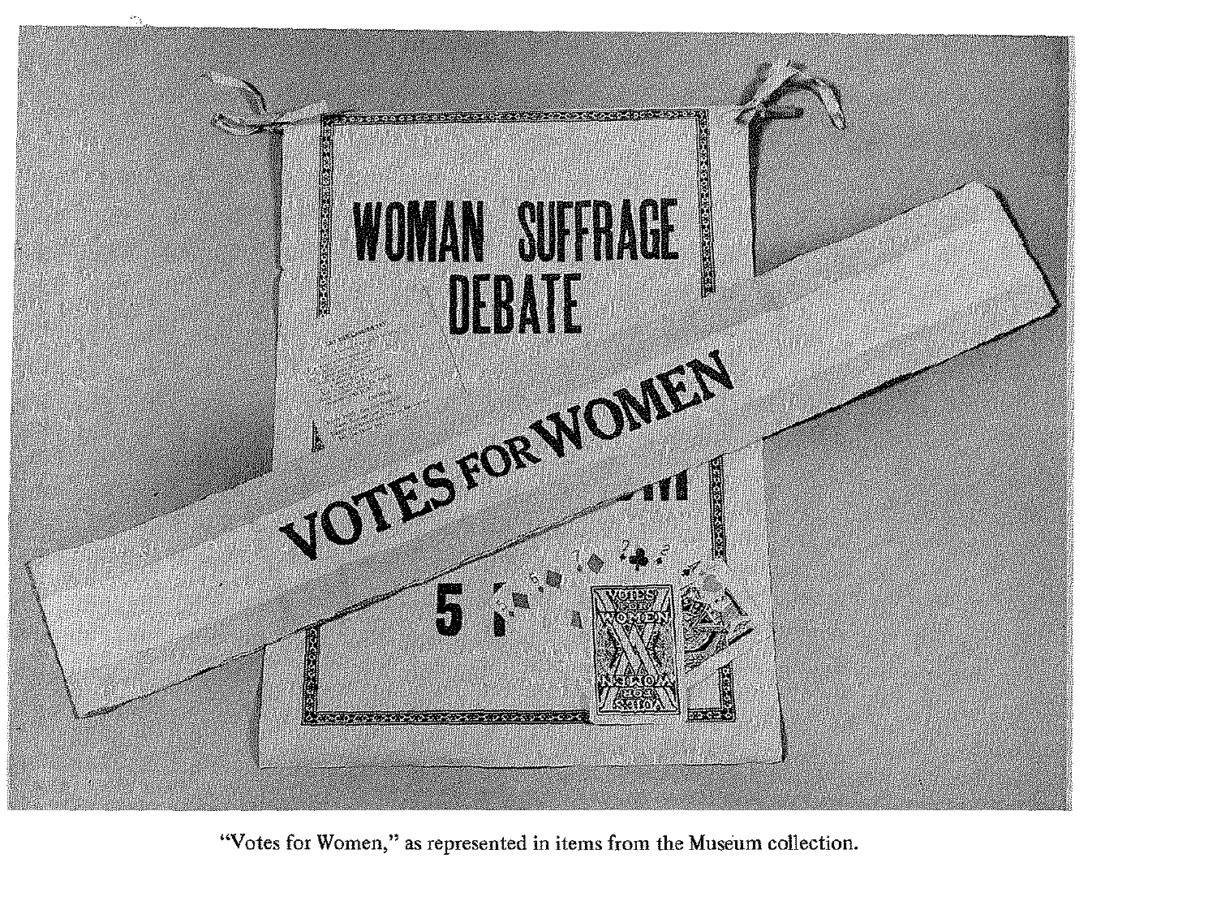"Votes for Women," as represented in items from the Museum collection.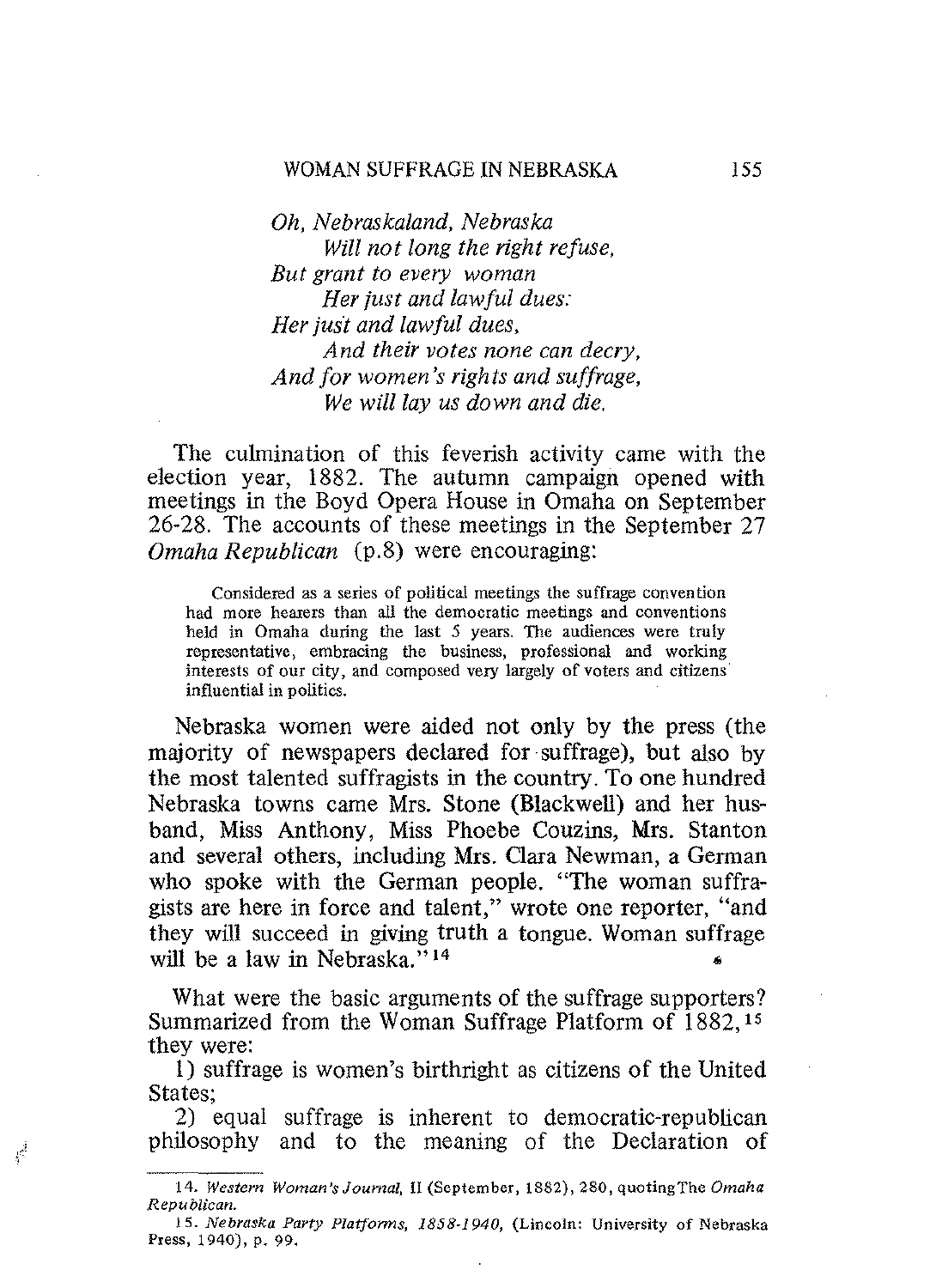*Oh, Nebraskaland, Nebraska*
*Will not long the right refuse,*
*But grant to every woman*
*Her just and lawful dues:*
*Her just and lawful dues,*
*And their votes none can decry,*
*And for women's rights and suffrage,*
*We will lay us down and die.*

The culmination of this feverish activity came with the election year, 1882. The autumn campaign opened with meetings in the Boyd Opera House in Omaha on September 26-28. The accounts of these meetings in the September 27 *Omaha Republican* (p.8) were encouraging:

> Considered as a series of political meetings the suffrage convention had more hearers than all the democratic meetings and conventions held in Omaha during the last 5 years. The audiences were truly representative, embracing the business, professional and working interests of our city, and composed very largely of voters and citizens influential in politics.

Nebraska women were aided not only by the press (the majority of newspapers declared for suffrage), but also by the most talented suffragists in the country. To one hundred Nebraska towns came Mrs. Stone (Blackwell) and her husband, Miss Anthony, Miss Phoebe Couzins, Mrs. Stanton and several others, including Mrs. Clara Newman, a German who spoke with the German people. "The woman suffragists are here in force and talent," wrote one reporter, "and they will succeed in giving truth a tongue. Woman suffrage will be a law in Nebraska."[14]

What were the basic arguments of the suffrage supporters? Summarized from the Woman Suffrage Platform of 1882,[15] they were:

1) suffrage is women's birthright as citizens of the United States;

2) equal suffrage is inherent to democratic-republican philosophy and to the meaning of the Declaration of

---

14. *Western Woman's Journal,* II (September, 1882), 280, quoting The *Omaha Republican.*

15. *Nebraska Party Platforms, 1858-1940,* (Lincoln: University of Nebraska Press, 1940), p. 99.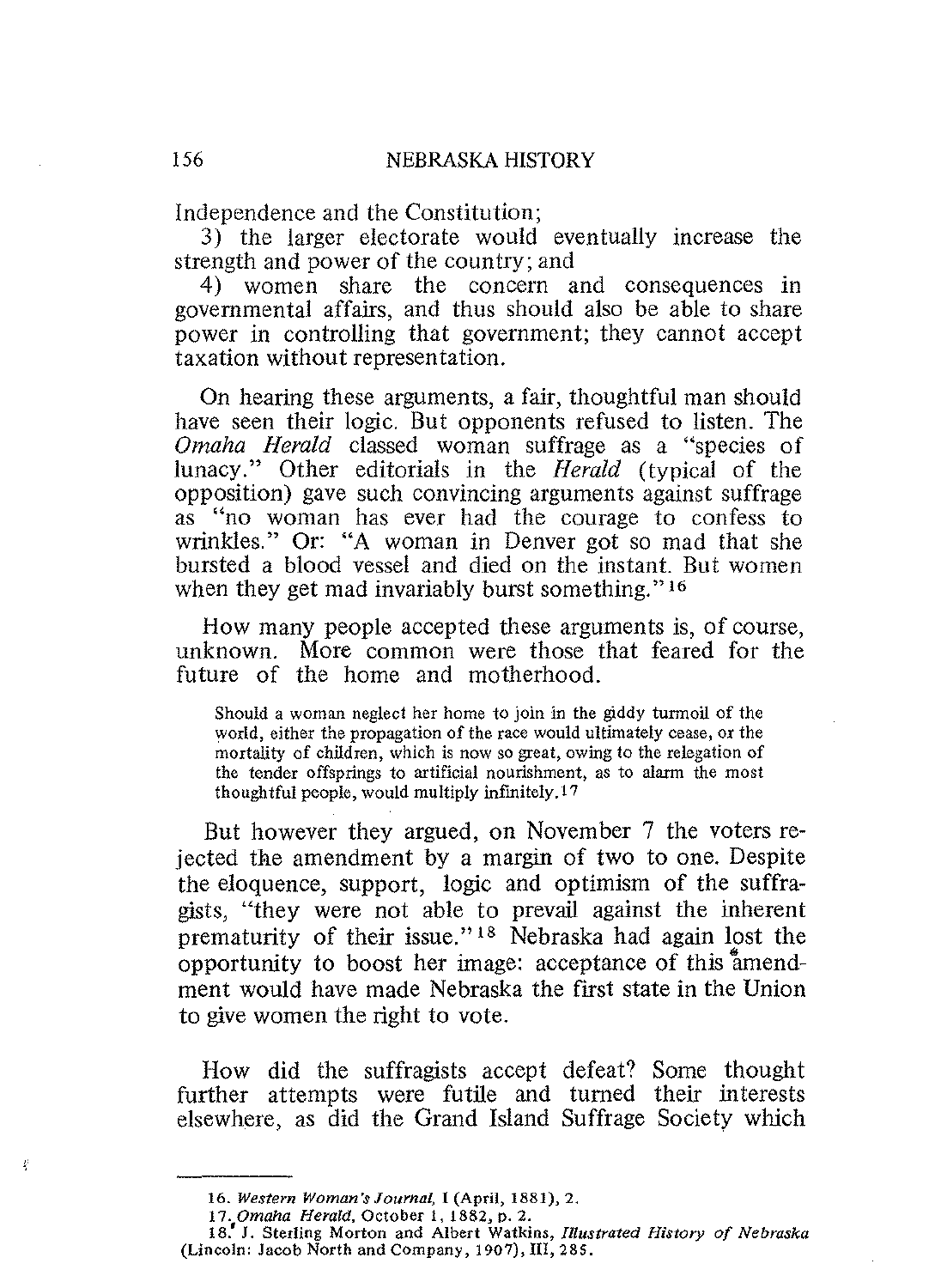Independence and the Constitution;

3) the larger electorate would eventually increase the strength and power of the country; and

4) women share the concern and consequences in governmental affairs, and thus should also be able to share power in controlling that government; they cannot accept taxation without representation.

On hearing these arguments, a fair, thoughtful man should have seen their logic. But opponents refused to listen. The *Omaha Herald* classed woman suffrage as a "species of lunacy." Other editorials in the *Herald* (typical of the opposition) gave such convincing arguments against suffrage as "no woman has ever had the courage to confess to wrinkles." Or: "A woman in Denver got so mad that she bursted a blood vessel and died on the instant. But women when they get mad invariably burst something."[16]

How many people accepted these arguments is, of course, unknown. More common were those that feared for the future of the home and motherhood.

> Should a woman neglect her home to join in the giddy turmoil of the world, either the propagation of the race would ultimately cease, or the mortality of children, which is now so great, owing to the relegation of the tender offsprings to artificial nourishment, as to alarm the most thoughtful people, would multiply infinitely.[17]

But however they argued, on November 7 the voters rejected the amendment by a margin of two to one. Despite the eloquence, support, logic and optimism of the suffragists, "they were not able to prevail against the inherent prematurity of their issue."[18] Nebraska had again lost the opportunity to boost her image: acceptance of this amendment would have made Nebraska the first state in the Union to give women the right to vote.

How did the suffragists accept defeat? Some thought further attempts were futile and turned their interests elsewhere, as did the Grand Island Suffrage Society which

---

16. *Western Woman's Journal*, I (April, 1881), 2.

17. *Omaha Herald*, October 1, 1882, p. 2.

18. J. Sterling Morton and Albert Watkins, *Illustrated History of Nebraska* (Lincoln: Jacob North and Company, 1907), III, 285.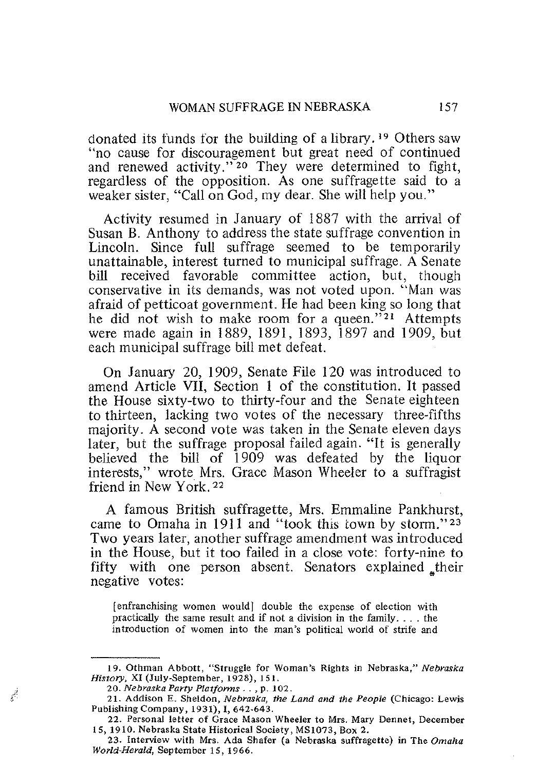donated its funds for the building of a library.[19] Others saw "no cause for discouragement but great need of continued and renewed activity."[20] They were determined to fight, regardless of the opposition. As one suffragette said to a weaker sister, "Call on God, my dear. She will help you."

Activity resumed in January of 1887 with the arrival of Susan B. Anthony to address the state suffrage convention in Lincoln. Since full suffrage seemed to be temporarily unattainable, interest turned to municipal suffrage. A Senate bill received favorable committee action, but, though conservative in its demands, was not voted upon. "Man was afraid of petticoat government. He had been king so long that he did not wish to make room for a queen."[21] Attempts were made again in 1889, 1891, 1893, 1897 and 1909, but each municipal suffrage bill met defeat.

On January 20, 1909, Senate File 120 was introduced to amend Article VII, Section 1 of the constitution. It passed the House sixty-two to thirty-four and the Senate eighteen to thirteen, lacking two votes of the necessary three-fifths majority. A second vote was taken in the Senate eleven days later, but the suffrage proposal failed again. "It is generally believed the bill of 1909 was defeated by the liquor interests," wrote Mrs. Grace Mason Wheeler to a suffragist friend in New York.[22]

A famous British suffragette, Mrs. Emmaline Pankhurst, came to Omaha in 1911 and "took this town by storm."[23] Two years later, another suffrage amendment was introduced in the House, but it too failed in a close vote: forty-nine to fifty with one person absent. Senators explained their negative votes:

> [enfranchising women would] double the expense of election with practically the same result and if not a division in the family. . . . the introduction of women into the man's political world of strife and

---

19. Othman Abbott, "Struggle for Woman's Rights in Nebraska," *Nebraska History*, XI (July-September, 1928), 151.

20. *Nebraska Party Platforms* . . , p. 102.

21. Addison E. Sheldon, *Nebraska, the Land and the People* (Chicago: Lewis Publishing Company, 1931), I, 642-643.

22. Personal letter of Grace Mason Wheeler to Mrs. Mary Dennet, December 15, 1910. Nebraska State Historical Society, MS1073, Box 2.

23. Interview with Mrs. Ada Shafer (a Nebraska suffragette) in The *Omaha World-Herald*, September 15, 1966.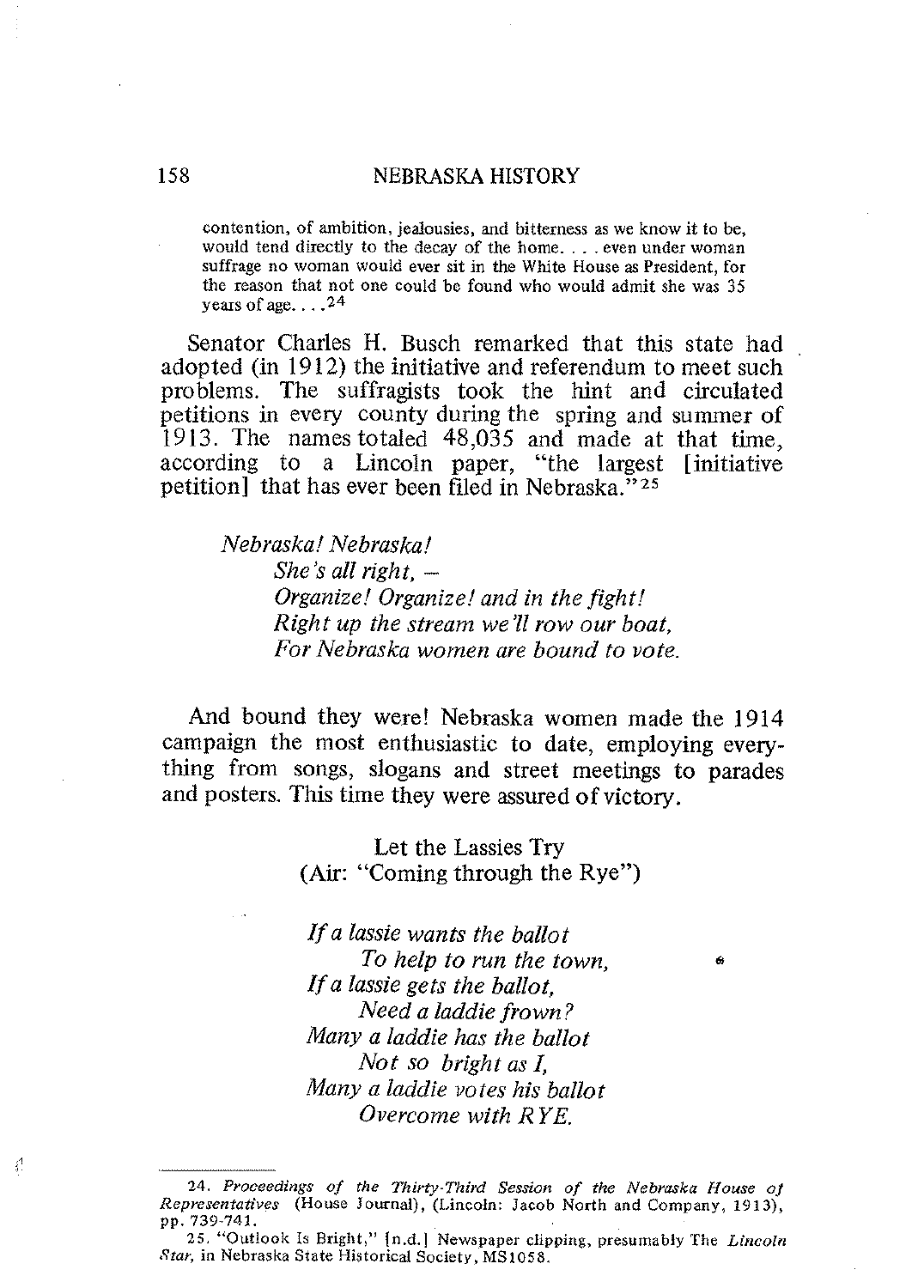> contention, of ambition, jealousies, and bitterness as we know it to be, would tend directly to the decay of the home. . . . even under woman suffrage no woman would ever sit in the White House as President, for the reason that not one could be found who would admit she was 35 years of age. . . .[24]

Senator Charles H. Busch remarked that this state had adopted (in 1912) the initiative and referendum to meet such problems. The suffragists took the hint and circulated petitions in every county during the spring and summer of 1913. The names totaled 48,035 and made at that time, according to a Lincoln paper, "the largest [initiative petition] that has ever been filed in Nebraska."[25]

*Nebraska! Nebraska!*
*She's all right, –*
*Organize! Organize! and in the fight!*
*Right up the stream we'll row our boat,*
*For Nebraska women are bound to vote.*

And bound they were! Nebraska women made the 1914 campaign the most enthusiastic to date, employing everything from songs, slogans and street meetings to parades and posters. This time they were assured of victory.

Let the Lassies Try
(Air: "Coming through the Rye")

*If a lassie wants the ballot*
*To help to run the town,*
*If a lassie gets the ballot,*
*Need a laddie frown?*
*Many a laddie has the ballot*
*Not so bright as I,*
*Many a laddie votes his ballot*
*Overcome with RYE.*

---

24. *Proceedings of the Thirty-Third Session of the Nebraska House of Representatives* (House Journal), (Lincoln: Jacob North and Company, 1913), pp. 739-741.

25. "Outlook Is Bright," [n.d.] Newspaper clipping, presumably The *Lincoln Star*, in Nebraska State Historical Society, MS1058.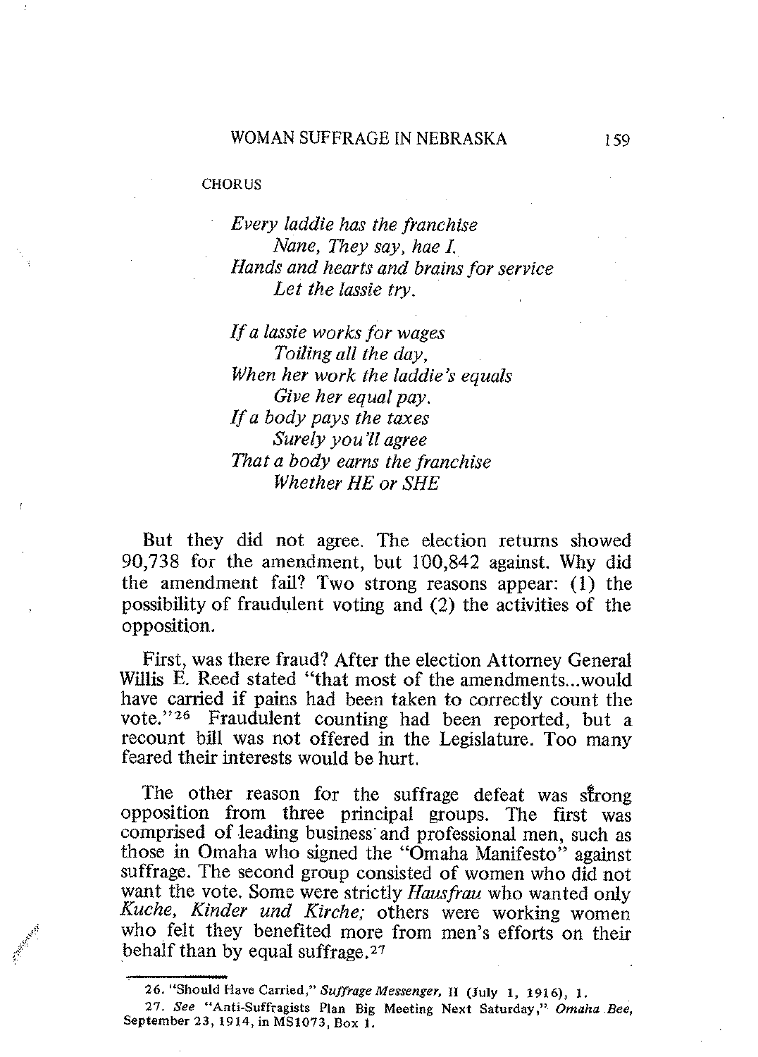CHORUS

*Every laddie has the franchise*
*Nane, They say, hae I.*
*Hands and hearts and brains for service*
*Let the lassie try.*

*If a lassie works for wages*
*Toiling all the day,*
*When her work the laddie's equals*
*Give her equal pay.*
*If a body pays the taxes*
*Surely you'll agree*
*That a body earns the franchise*
*Whether HE or SHE*

But they did not agree. The election returns showed 90,738 for the amendment, but 100,842 against. Why did the amendment fail? Two strong reasons appear: (1) the possibility of fraudulent voting and (2) the activities of the opposition.

First, was there fraud? After the election Attorney General Willis E. Reed stated "that most of the amendments...would have carried if pains had been taken to correctly count the vote."[26] Fraudulent counting had been reported, but a recount bill was not offered in the Legislature. Too many feared their interests would be hurt.

The other reason for the suffrage defeat was strong opposition from three principal groups. The first was comprised of leading business and professional men, such as those in Omaha who signed the "Omaha Manifesto" against suffrage. The second group consisted of women who did not want the vote. Some were strictly *Hausfrau* who wanted only *Kuche, Kinder und Kirche;* others were working women who felt they benefited more from men's efforts on their behalf than by equal suffrage.[27]

---

26. "Should Have Carried," *Suffrage Messenger*, II (July 1, 1916), 1.

27. *See* "Anti-Suffragists Plan Big Meeting Next Saturday," *Omaha Bee*, September 23, 1914, in MS1073, Box 1.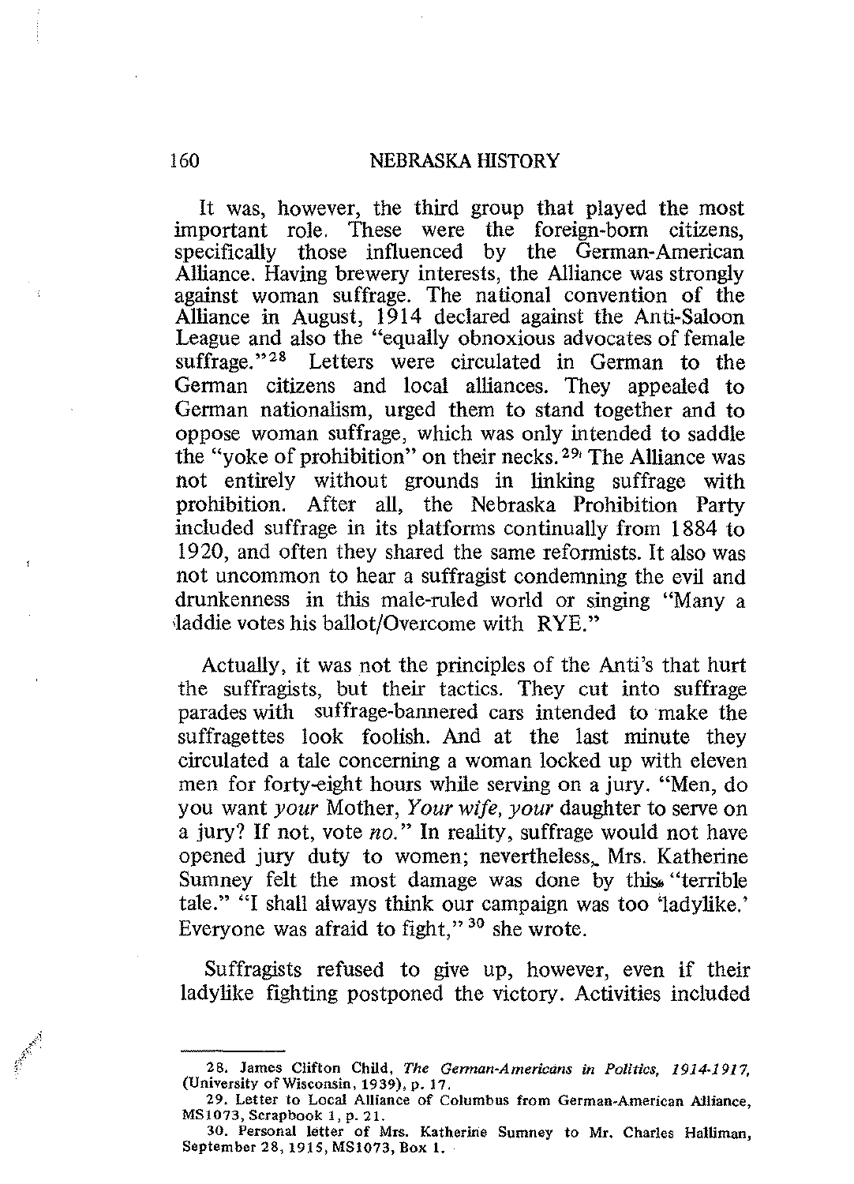It was, however, the third group that played the most important role. These were the foreign-born citizens, specifically those influenced by the German-American Alliance. Having brewery interests, the Alliance was strongly against woman suffrage. The national convention of the Alliance in August, 1914 declared against the Anti-Saloon League and also the "equally obnoxious advocates of female suffrage."[28] Letters were circulated in German to the German citizens and local alliances. They appealed to German nationalism, urged them to stand together and to oppose woman suffrage, which was only intended to saddle the "yoke of prohibition" on their necks.[29] The Alliance was not entirely without grounds in linking suffrage with prohibition. After all, the Nebraska Prohibition Party included suffrage in its platforms continually from 1884 to 1920, and often they shared the same reformists. It also was not uncommon to hear a suffragist condemning the evil and drunkenness in this male-ruled world or singing "Many a laddie votes his ballot/Overcome with RYE."

Actually, it was not the principles of the Anti's that hurt the suffragists, but their tactics. They cut into suffrage parades with suffrage-bannered cars intended to make the suffragettes look foolish. And at the last minute they circulated a tale concerning a woman locked up with eleven men for forty-eight hours while serving on a jury. "Men, do you want *your* Mother, *Your wife*, *your* daughter to serve on a jury? If not, vote *no*." In reality, suffrage would not have opened jury duty to women; nevertheless, Mrs. Katherine Sumney felt the most damage was done by this "terrible tale." "I shall always think our campaign was too 'ladylike.' Everyone was afraid to fight,"[30] she wrote.

Suffragists refused to give up, however, even if their ladylike fighting postponed the victory. Activities included

---

28. James Clifton Child, *The German-Americans in Politics, 1914-1917*, (University of Wisconsin, 1939), p. 17.

29. Letter to Local Alliance of Columbus from German-American Alliance, MS1073, Scrapbook 1, p. 21.

30. Personal letter of Mrs. Katherine Sumney to Mr. Charles Halliman, September 28, 1915, MS1073, Box 1.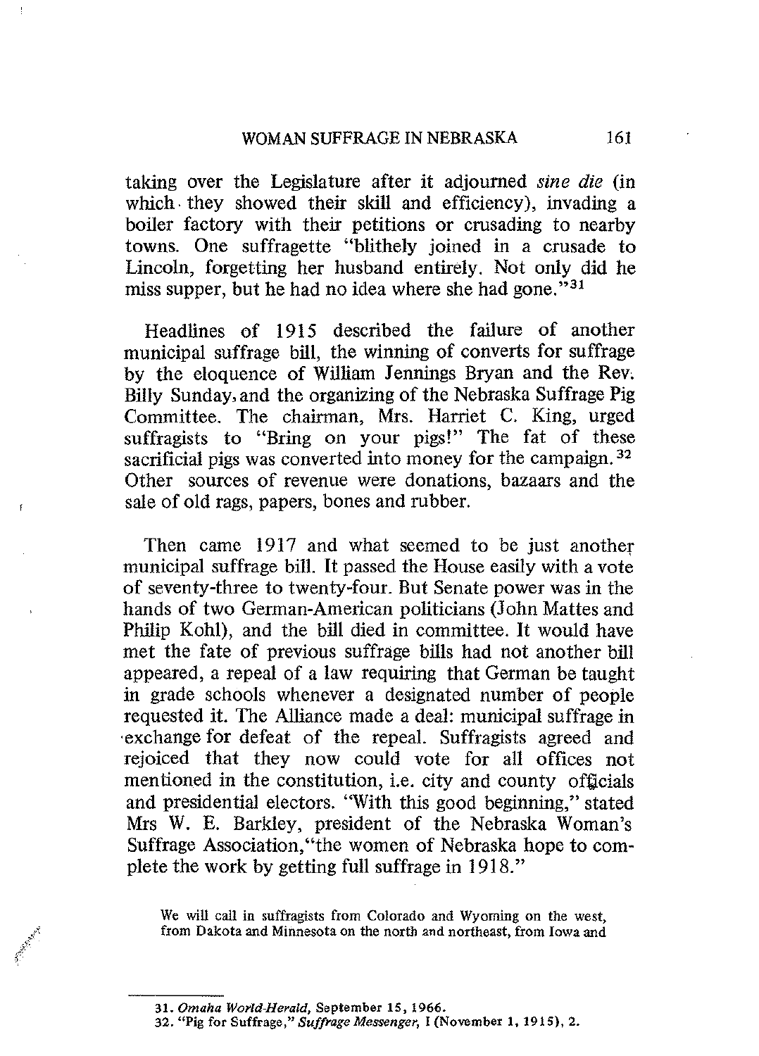taking over the Legislature after it adjourned *sine die* (in which they showed their skill and efficiency), invading a boiler factory with their petitions or crusading to nearby towns. One suffragette "blithely joined in a crusade to Lincoln, forgetting her husband entirely. Not only did he miss supper, but he had no idea where she had gone."[31]

Headlines of 1915 described the failure of another municipal suffrage bill, the winning of converts for suffrage by the eloquence of William Jennings Bryan and the Rev. Billy Sunday, and the organizing of the Nebraska Suffrage Pig Committee. The chairman, Mrs. Harriet C. King, urged suffragists to "Bring on your pigs!" The fat of these sacrificial pigs was converted into money for the campaign.[32] Other sources of revenue were donations, bazaars and the sale of old rags, papers, bones and rubber.

Then came 1917 and what seemed to be just another municipal suffrage bill. It passed the House easily with a vote of seventy-three to twenty-four. But Senate power was in the hands of two German-American politicians (John Mattes and Philip Kohl), and the bill died in committee. It would have met the fate of previous suffrage bills had not another bill appeared, a repeal of a law requiring that German be taught in grade schools whenever a designated number of people requested it. The Alliance made a deal: municipal suffrage in exchange for defeat of the repeal. Suffragists agreed and rejoiced that they now could vote for all offices not mentioned in the constitution, i.e. city and county officials and presidential electors. "With this good beginning," stated Mrs W. E. Barkley, president of the Nebraska Woman's Suffrage Association, "the women of Nebraska hope to complete the work by getting full suffrage in 1918."

> We will call in suffragists from Colorado and Wyoming on the west, from Dakota and Minnesota on the north and northeast, from Iowa and

---

31. *Omaha World-Herald*, September 15, 1966.
32. "Pig for Suffrage," *Suffrage Messenger*, I (November 1, 1915), 2.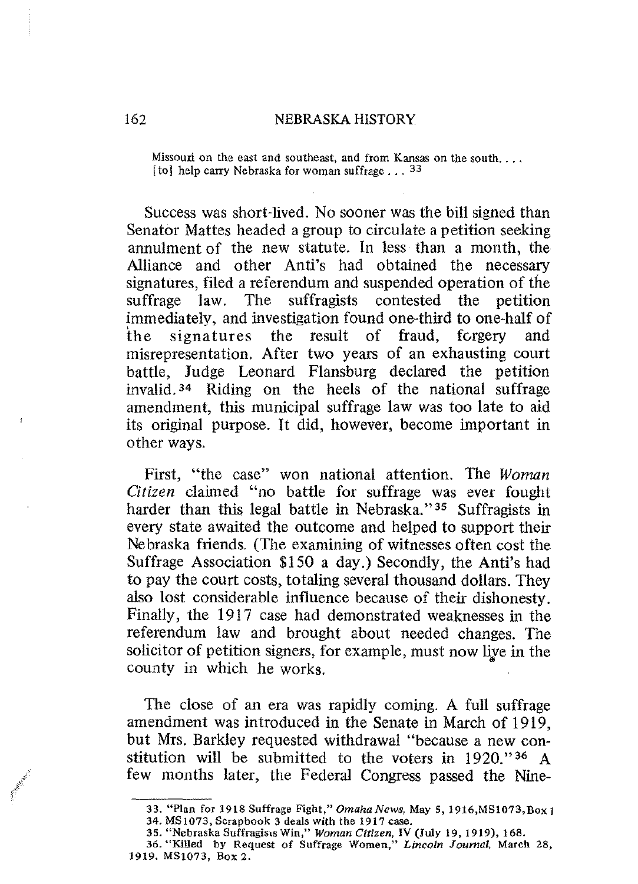Missouri on the east and southeast, and from Kansas on the south. . . . [to] help carry Nebraska for woman suffrage . . . [33]

Success was short-lived. No sooner was the bill signed than Senator Mattes headed a group to circulate a petition seeking annulment of the new statute. In less than a month, the Alliance and other Anti's had obtained the necessary signatures, filed a referendum and suspended operation of the suffrage law. The suffragists contested the petition immediately, and investigation found one-third to one-half of the signatures the result of fraud, forgery and misrepresentation. After two years of an exhausting court battle, Judge Leonard Flansburg declared the petition invalid.[34] Riding on the heels of the national suffrage amendment, this municipal suffrage law was too late to aid its original purpose. It did, however, become important in other ways.

First, "the case" won national attention. The *Woman Citizen* claimed "no battle for suffrage was ever fought harder than this legal battle in Nebraska."[35] Suffragists in every state awaited the outcome and helped to support their Nebraska friends. (The examining of witnesses often cost the Suffrage Association $150 a day.) Secondly, the Anti's had to pay the court costs, totaling several thousand dollars. They also lost considerable influence because of their dishonesty. Finally, the 1917 case had demonstrated weaknesses in the referendum law and brought about needed changes. The solicitor of petition signers, for example, must now live in the county in which he works.

The close of an era was rapidly coming. A full suffrage amendment was introduced in the Senate in March of 1919, but Mrs. Barkley requested withdrawal "because a new constitution will be submitted to the voters in 1920."[36] A few months later, the Federal Congress passed the Nine-

33. "Plan for 1918 Suffrage Fight," *Omaha News*, May 5, 1916, MS1073, Box 1
34. MS1073, Scrapbook 3 deals with the 1917 case.
35. "Nebraska Suffragists Win," *Woman Citizen*, IV (July 19, 1919), 168.
36. "Killed by Request of Suffrage Women," *Lincoln Journal*, March 28, 1919. MS1073, Box 2.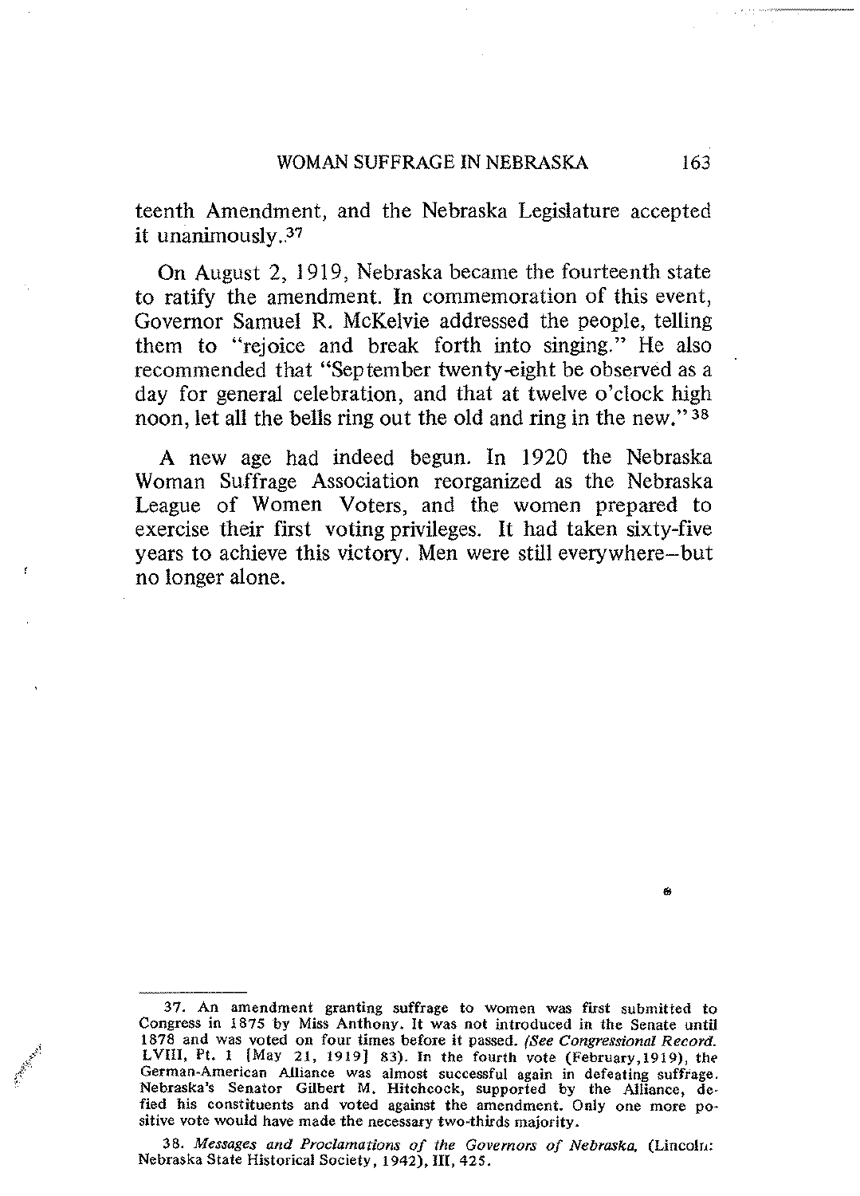teenth Amendment, and the Nebraska Legislature accepted it unanimously.[37]

On August 2, 1919, Nebraska became the fourteenth state to ratify the amendment. In commemoration of this event, Governor Samuel R. McKelvie addressed the people, telling them to "rejoice and break forth into singing." He also recommended that "September twenty-eight be observed as a day for general celebration, and that at twelve o'clock high noon, let all the bells ring out the old and ring in the new."[38]

A new age had indeed begun. In 1920 the Nebraska Woman Suffrage Association reorganized as the Nebraska League of Women Voters, and the women prepared to exercise their first voting privileges. It had taken sixty-five years to achieve this victory. Men were still everywhere—but no longer alone.

---

37. An amendment granting suffrage to women was first submitted to Congress in 1875 by Miss Anthony. It was not introduced in the Senate until 1878 and was voted on four times before it passed. *(See Congressional Record.* LVIII, Pt. 1 [May 21, 1919] 83). In the fourth vote (February,1919), the German-American Alliance was almost successful again in defeating suffrage. Nebraska's Senator Gilbert M. Hitchcock, supported by the Alliance, defied his constituents and voted against the amendment. Only one more positive vote would have made the necessary two-thirds majority.

38. *Messages and Proclamations of the Governors of Nebraska,* (Lincoln: Nebraska State Historical Society, 1942), III, 425.